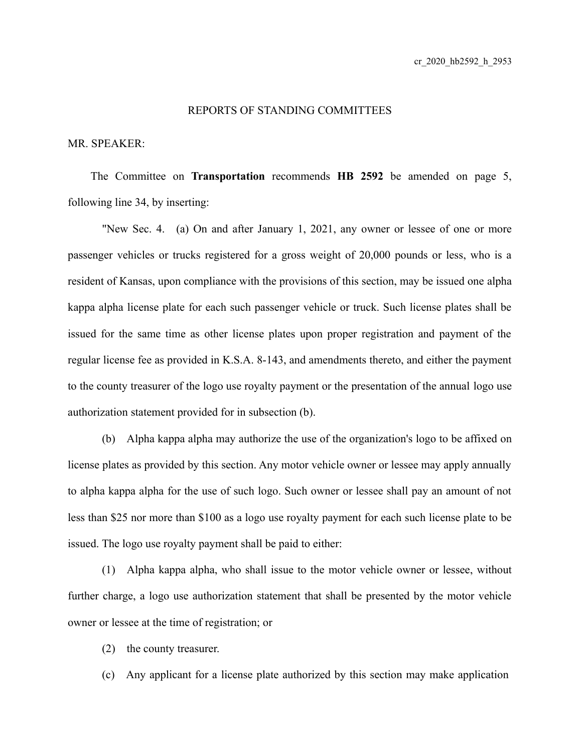cr_2020_hb2592_h_2953

REPORTS OF STANDING COMMITTEES

MR. SPEAKER:

The Committee on **Transportation** recommends **HB 2592** be amended on page 5, following line 34, by inserting:

"New Sec. 4. (a) On and after January 1, 2021, any owner or lessee of one or more passenger vehicles or trucks registered for a gross weight of 20,000 pounds or less, who is a resident of Kansas, upon compliance with the provisions of this section, may be issued one alpha kappa alpha license plate for each such passenger vehicle or truck. Such license plates shall be issued for the same time as other license plates upon proper registration and payment of the regular license fee as provided in K.S.A. 8-143, and amendments thereto, and either the payment to the county treasurer of the logo use royalty payment or the presentation of the annual logo use authorization statement provided for in subsection (b).

(b) Alpha kappa alpha may authorize the use of the organization's logo to be affixed on license plates as provided by this section. Any motor vehicle owner or lessee may apply annually to alpha kappa alpha for the use of such logo. Such owner or lessee shall pay an amount of not less than $25 nor more than $100 as a logo use royalty payment for each such license plate to be issued. The logo use royalty payment shall be paid to either:

(1) Alpha kappa alpha, who shall issue to the motor vehicle owner or lessee, without further charge, a logo use authorization statement that shall be presented by the motor vehicle owner or lessee at the time of registration; or

(2) the county treasurer.

(c) Any applicant for a license plate authorized by this section may make application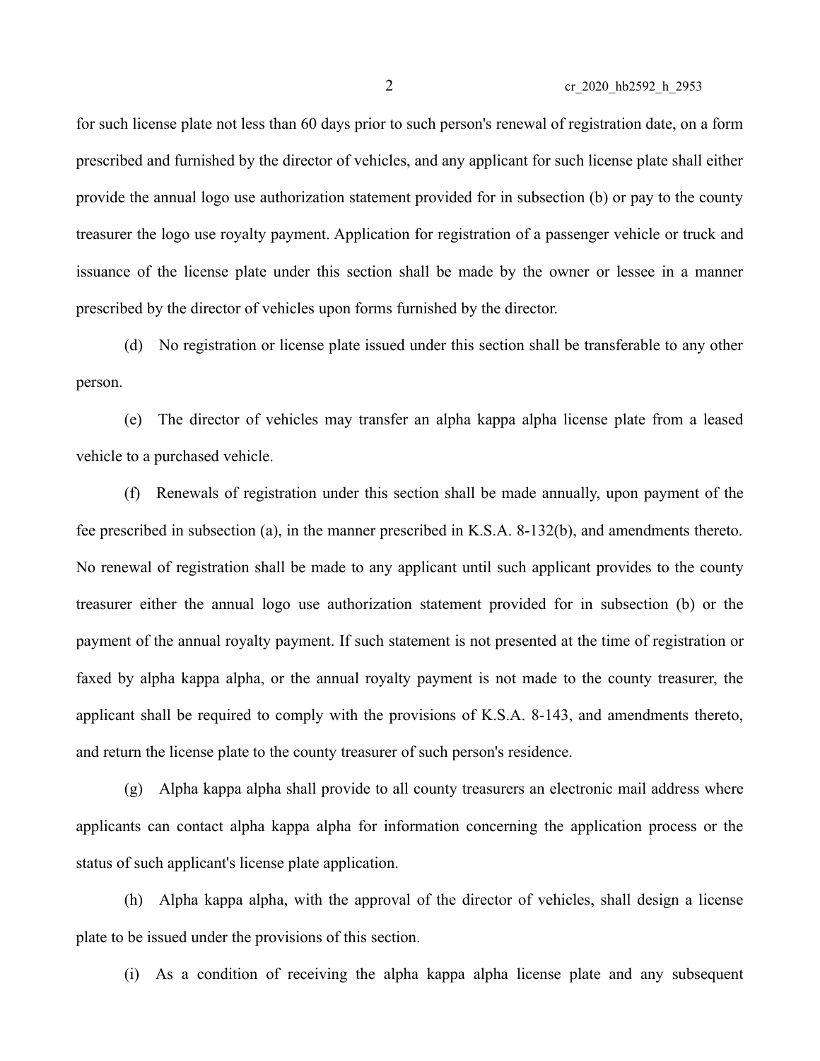for such license plate not less than 60 days prior to such person's renewal of registration date, on a form prescribed and furnished by the director of vehicles, and any applicant for such license plate shall either provide the annual logo use authorization statement provided for in subsection (b) or pay to the county treasurer the logo use royalty payment. Application for registration of a passenger vehicle or truck and issuance of the license plate under this section shall be made by the owner or lessee in a manner prescribed by the director of vehicles upon forms furnished by the director.

(d) No registration or license plate issued under this section shall be transferable to any other person.

(e) The director of vehicles may transfer an alpha kappa alpha license plate from a leased vehicle to a purchased vehicle.

(f) Renewals of registration under this section shall be made annually, upon payment of the fee prescribed in subsection (a), in the manner prescribed in K.S.A. 8-132(b), and amendments thereto. No renewal of registration shall be made to any applicant until such applicant provides to the county treasurer either the annual logo use authorization statement provided for in subsection (b) or the payment of the annual royalty payment. If such statement is not presented at the time of registration or faxed by alpha kappa alpha, or the annual royalty payment is not made to the county treasurer, the applicant shall be required to comply with the provisions of K.S.A. 8-143, and amendments thereto, and return the license plate to the county treasurer of such person's residence.

(g) Alpha kappa alpha shall provide to all county treasurers an electronic mail address where applicants can contact alpha kappa alpha for information concerning the application process or the status of such applicant's license plate application.

(h) Alpha kappa alpha, with the approval of the director of vehicles, shall design a license plate to be issued under the provisions of this section.

(i) As a condition of receiving the alpha kappa alpha license plate and any subsequent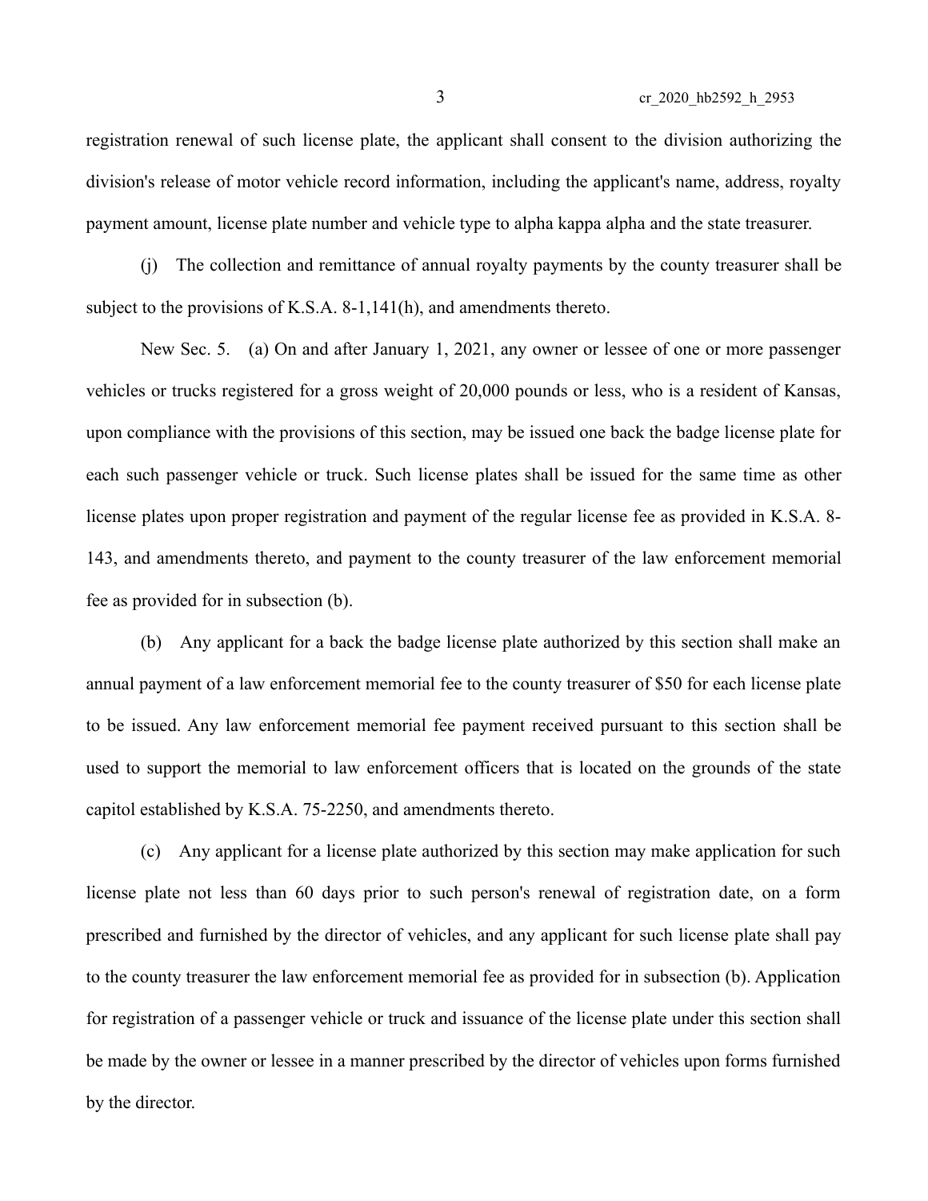registration renewal of such license plate, the applicant shall consent to the division authorizing the division's release of motor vehicle record information, including the applicant's name, address, royalty payment amount, license plate number and vehicle type to alpha kappa alpha and the state treasurer.

(j) The collection and remittance of annual royalty payments by the county treasurer shall be subject to the provisions of K.S.A. 8-1,141(h), and amendments thereto.

New Sec. 5. (a) On and after January 1, 2021, any owner or lessee of one or more passenger vehicles or trucks registered for a gross weight of 20,000 pounds or less, who is a resident of Kansas, upon compliance with the provisions of this section, may be issued one back the badge license plate for each such passenger vehicle or truck. Such license plates shall be issued for the same time as other license plates upon proper registration and payment of the regular license fee as provided in K.S.A. 8-143, and amendments thereto, and payment to the county treasurer of the law enforcement memorial fee as provided for in subsection (b).

(b) Any applicant for a back the badge license plate authorized by this section shall make an annual payment of a law enforcement memorial fee to the county treasurer of $50 for each license plate to be issued. Any law enforcement memorial fee payment received pursuant to this section shall be used to support the memorial to law enforcement officers that is located on the grounds of the state capitol established by K.S.A. 75-2250, and amendments thereto.

(c) Any applicant for a license plate authorized by this section may make application for such license plate not less than 60 days prior to such person's renewal of registration date, on a form prescribed and furnished by the director of vehicles, and any applicant for such license plate shall pay to the county treasurer the law enforcement memorial fee as provided for in subsection (b). Application for registration of a passenger vehicle or truck and issuance of the license plate under this section shall be made by the owner or lessee in a manner prescribed by the director of vehicles upon forms furnished by the director.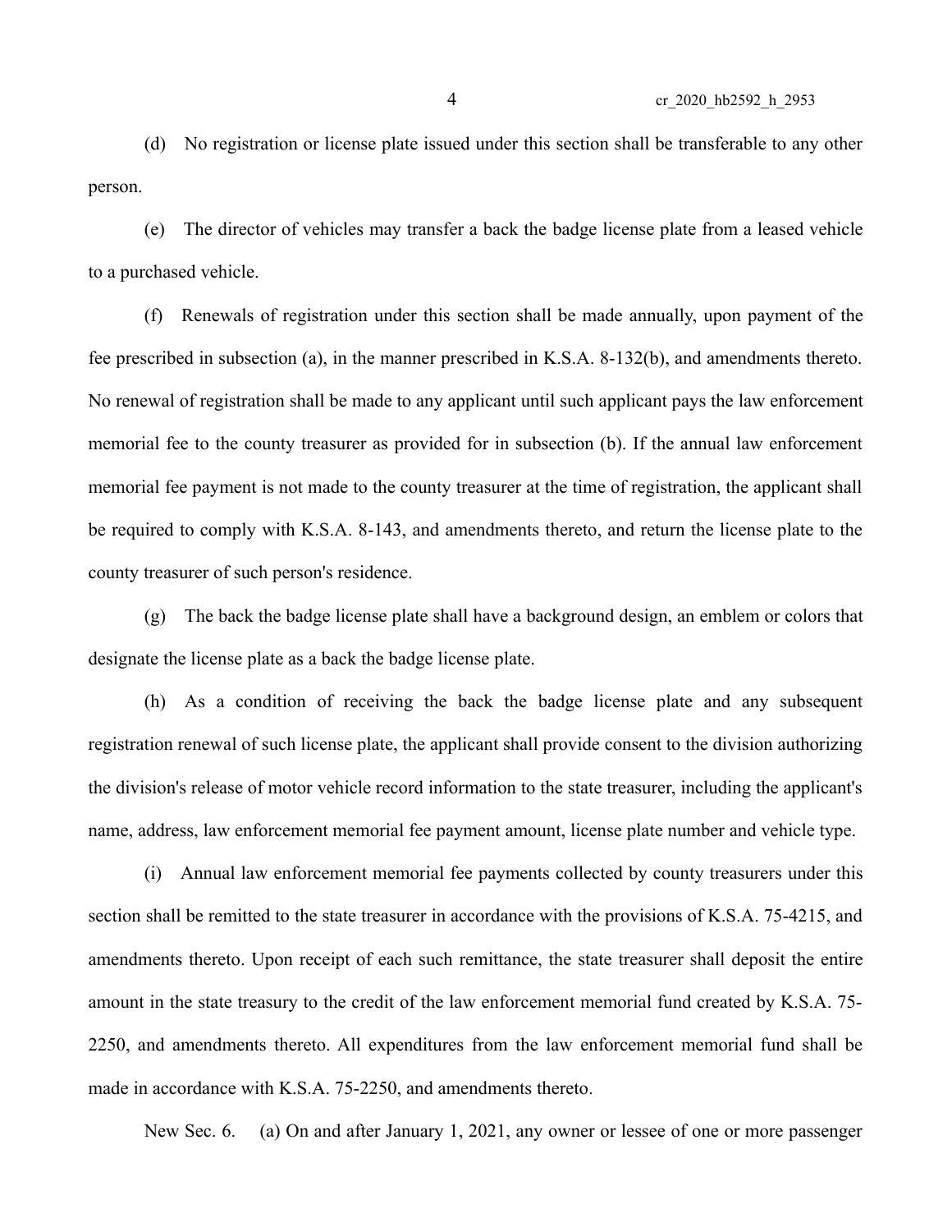(d) No registration or license plate issued under this section shall be transferable to any other person.

(e) The director of vehicles may transfer a back the badge license plate from a leased vehicle to a purchased vehicle.

(f) Renewals of registration under this section shall be made annually, upon payment of the fee prescribed in subsection (a), in the manner prescribed in K.S.A. 8-132(b), and amendments thereto. No renewal of registration shall be made to any applicant until such applicant pays the law enforcement memorial fee to the county treasurer as provided for in subsection (b). If the annual law enforcement memorial fee payment is not made to the county treasurer at the time of registration, the applicant shall be required to comply with K.S.A. 8-143, and amendments thereto, and return the license plate to the county treasurer of such person's residence.

(g) The back the badge license plate shall have a background design, an emblem or colors that designate the license plate as a back the badge license plate.

(h) As a condition of receiving the back the badge license plate and any subsequent registration renewal of such license plate, the applicant shall provide consent to the division authorizing the division's release of motor vehicle record information to the state treasurer, including the applicant's name, address, law enforcement memorial fee payment amount, license plate number and vehicle type.

(i) Annual law enforcement memorial fee payments collected by county treasurers under this section shall be remitted to the state treasurer in accordance with the provisions of K.S.A. 75-4215, and amendments thereto. Upon receipt of each such remittance, the state treasurer shall deposit the entire amount in the state treasury to the credit of the law enforcement memorial fund created by K.S.A. 75-2250, and amendments thereto. All expenditures from the law enforcement memorial fund shall be made in accordance with K.S.A. 75-2250, and amendments thereto.

New Sec. 6. (a) On and after January 1, 2021, any owner or lessee of one or more passenger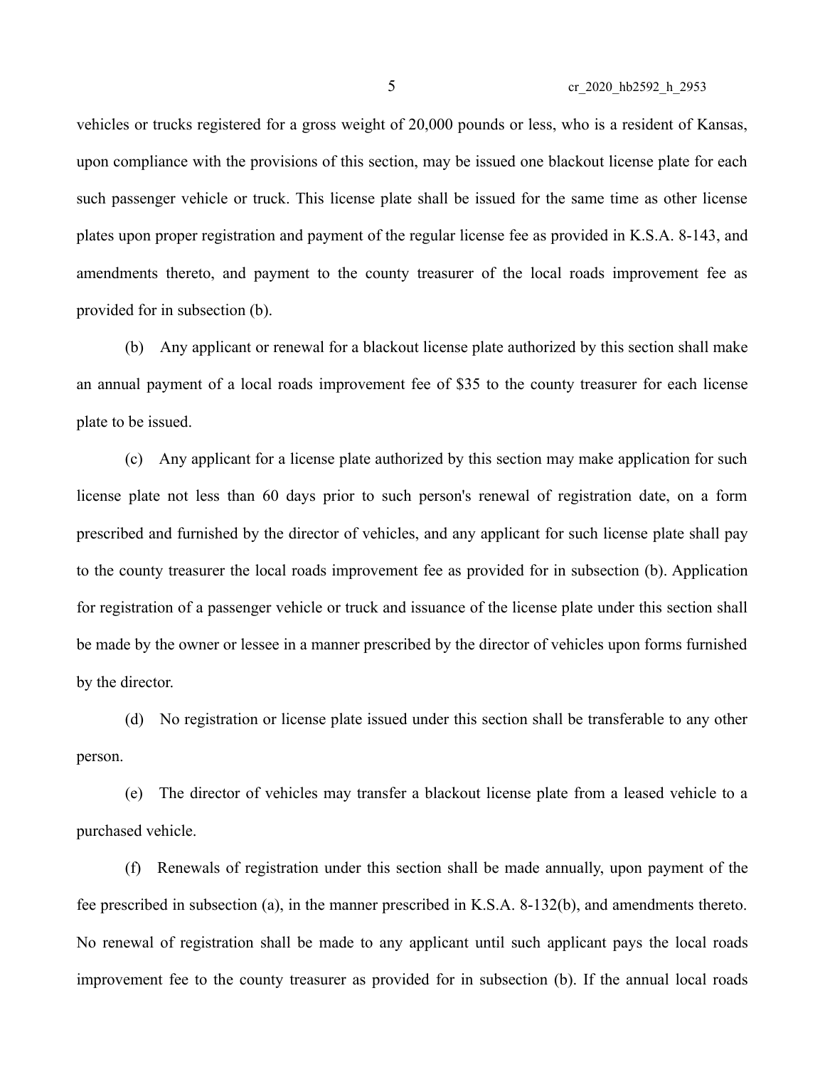vehicles or trucks registered for a gross weight of 20,000 pounds or less, who is a resident of Kansas, upon compliance with the provisions of this section, may be issued one blackout license plate for each such passenger vehicle or truck. This license plate shall be issued for the same time as other license plates upon proper registration and payment of the regular license fee as provided in K.S.A. 8-143, and amendments thereto, and payment to the county treasurer of the local roads improvement fee as provided for in subsection (b).

(b) Any applicant or renewal for a blackout license plate authorized by this section shall make an annual payment of a local roads improvement fee of $35 to the county treasurer for each license plate to be issued.

(c) Any applicant for a license plate authorized by this section may make application for such license plate not less than 60 days prior to such person's renewal of registration date, on a form prescribed and furnished by the director of vehicles, and any applicant for such license plate shall pay to the county treasurer the local roads improvement fee as provided for in subsection (b). Application for registration of a passenger vehicle or truck and issuance of the license plate under this section shall be made by the owner or lessee in a manner prescribed by the director of vehicles upon forms furnished by the director.

(d) No registration or license plate issued under this section shall be transferable to any other person.

(e) The director of vehicles may transfer a blackout license plate from a leased vehicle to a purchased vehicle.

(f) Renewals of registration under this section shall be made annually, upon payment of the fee prescribed in subsection (a), in the manner prescribed in K.S.A. 8-132(b), and amendments thereto. No renewal of registration shall be made to any applicant until such applicant pays the local roads improvement fee to the county treasurer as provided for in subsection (b). If the annual local roads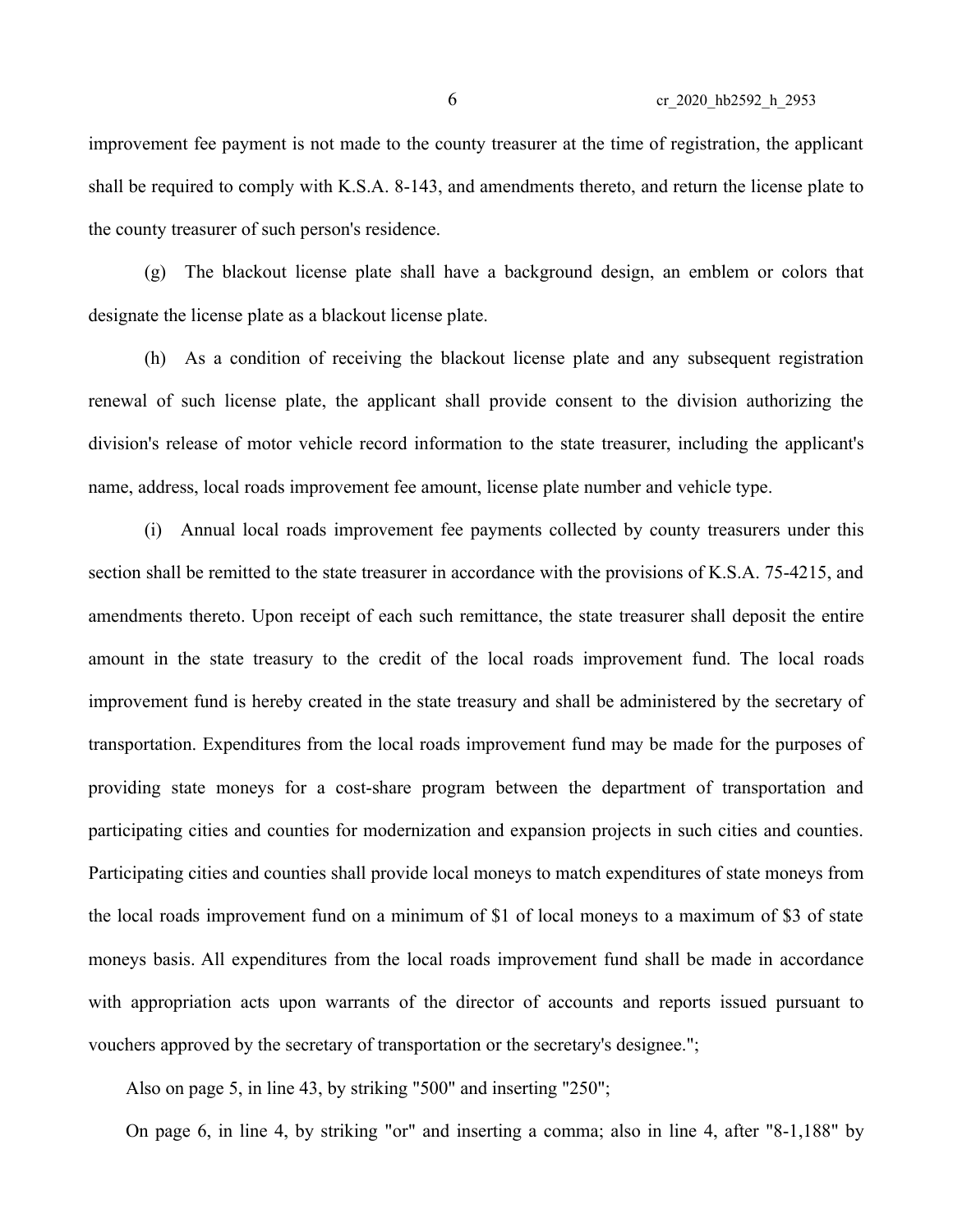improvement fee payment is not made to the county treasurer at the time of registration, the applicant shall be required to comply with K.S.A. 8-143, and amendments thereto, and return the license plate to the county treasurer of such person's residence.

(g) The blackout license plate shall have a background design, an emblem or colors that designate the license plate as a blackout license plate.

(h) As a condition of receiving the blackout license plate and any subsequent registration renewal of such license plate, the applicant shall provide consent to the division authorizing the division's release of motor vehicle record information to the state treasurer, including the applicant's name, address, local roads improvement fee amount, license plate number and vehicle type.

(i) Annual local roads improvement fee payments collected by county treasurers under this section shall be remitted to the state treasurer in accordance with the provisions of K.S.A. 75-4215, and amendments thereto. Upon receipt of each such remittance, the state treasurer shall deposit the entire amount in the state treasury to the credit of the local roads improvement fund. The local roads improvement fund is hereby created in the state treasury and shall be administered by the secretary of transportation. Expenditures from the local roads improvement fund may be made for the purposes of providing state moneys for a cost-share program between the department of transportation and participating cities and counties for modernization and expansion projects in such cities and counties. Participating cities and counties shall provide local moneys to match expenditures of state moneys from the local roads improvement fund on a minimum of $1 of local moneys to a maximum of $3 of state moneys basis. All expenditures from the local roads improvement fund shall be made in accordance with appropriation acts upon warrants of the director of accounts and reports issued pursuant to vouchers approved by the secretary of transportation or the secretary's designee.";

Also on page 5, in line 43, by striking "500" and inserting "250";

On page 6, in line 4, by striking "or" and inserting a comma; also in line 4, after "8-1,188" by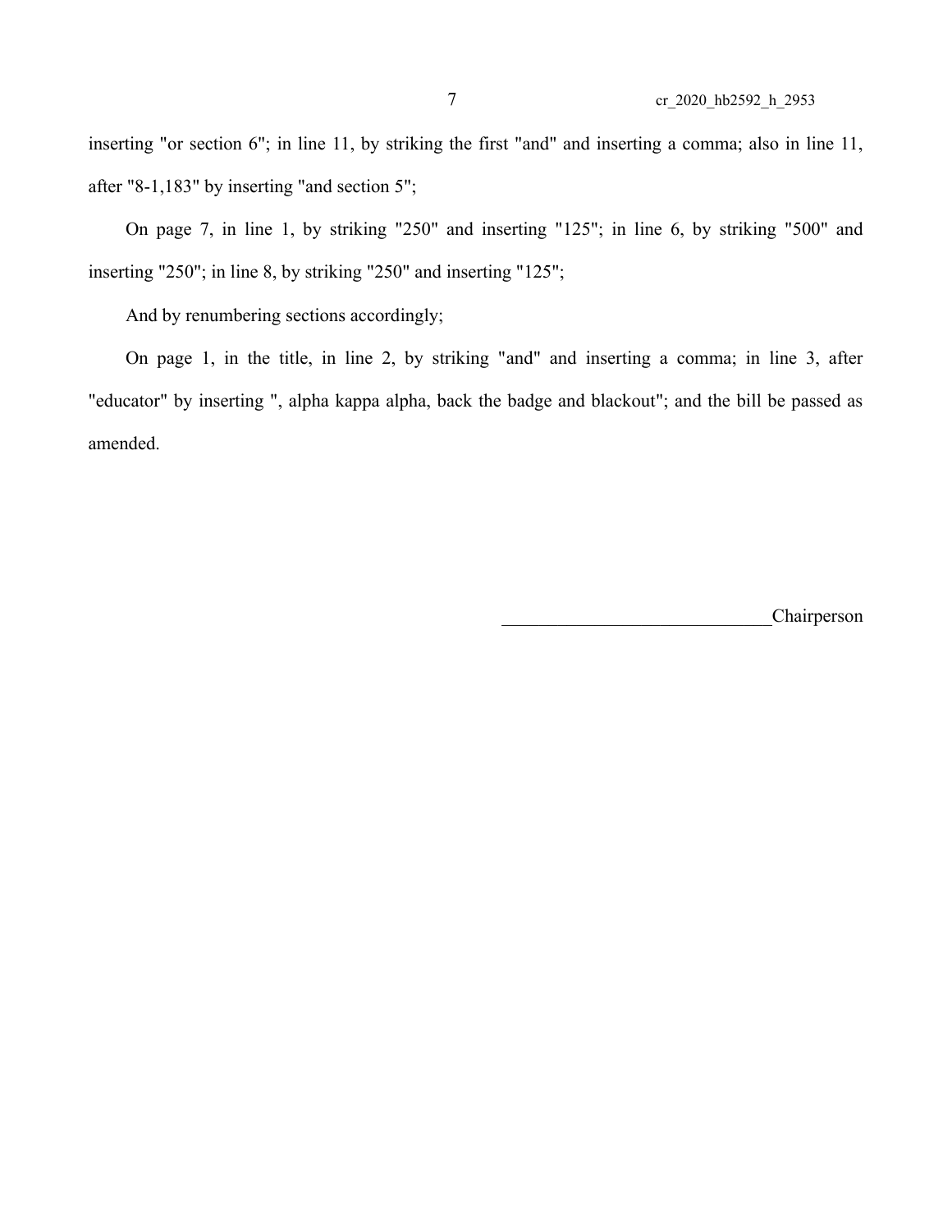inserting "or section 6"; in line 11, by striking the first "and" and inserting a comma; also in line 11, after "8-1,183" by inserting "and section 5";

On page 7, in line 1, by striking "250" and inserting "125"; in line 6, by striking "500" and inserting "250"; in line 8, by striking "250" and inserting "125";

And by renumbering sections accordingly;

On page 1, in the title, in line 2, by striking "and" and inserting a comma; in line 3, after "educator" by inserting ", alpha kappa alpha, back the badge and blackout"; and the bill be passed as amended.

\_\_\_\_\_\_\_\_\_\_\_\_\_\_\_\_\_\_\_\_\_\_\_\_\_\_\_\_\_\_Chairperson